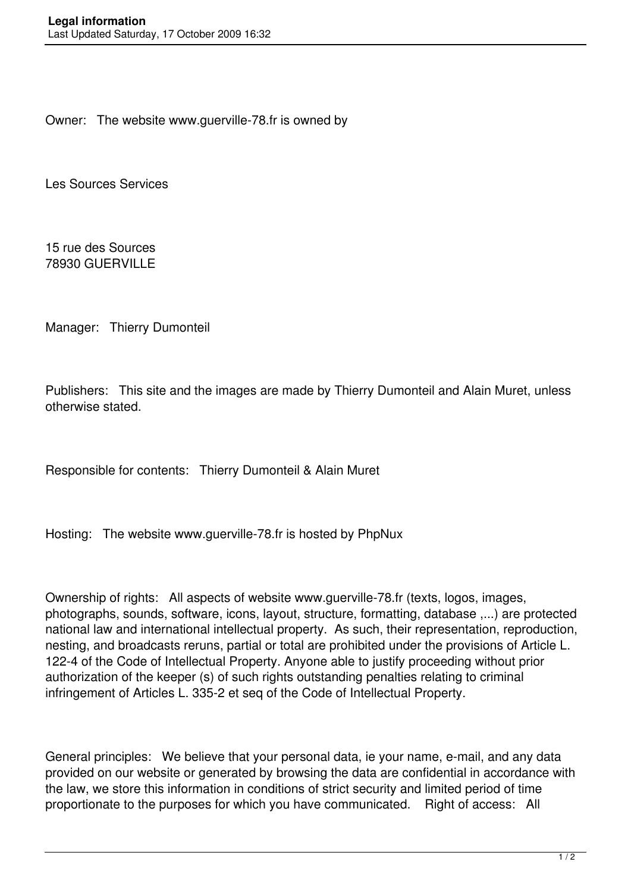# Legal information

Last Updated Saturday, 17 October 2009 16:32

Owner: The website www.guerville-78.fr is owned by

Les Sources Services

15 rue des Sources
78930 GUERVILLE

Manager: Thierry Dumonteil

Publishers: This site and the images are made by Thierry Dumonteil and Alain Muret, unless otherwise stated.

Responsible for contents: Thierry Dumonteil & Alain Muret

Hosting: The website www.guerville-78.fr is hosted by PhpNux

Ownership of rights: All aspects of website www.guerville-78.fr (texts, logos, images, photographs, sounds, software, icons, layout, structure, formatting, database ,...) are protected national law and international intellectual property. As such, their representation, reproduction, nesting, and broadcasts reruns, partial or total are prohibited under the provisions of Article L. 122-4 of the Code of Intellectual Property. Anyone able to justify proceeding without prior authorization of the keeper (s) of such rights outstanding penalties relating to criminal infringement of Articles L. 335-2 et seq of the Code of Intellectual Property.

General principles: We believe that your personal data, ie your name, e-mail, and any data provided on our website or generated by browsing the data are confidential in accordance with the law, we store this information in conditions of strict security and limited period of time proportionate to the purposes for which you have communicated. Right of access: All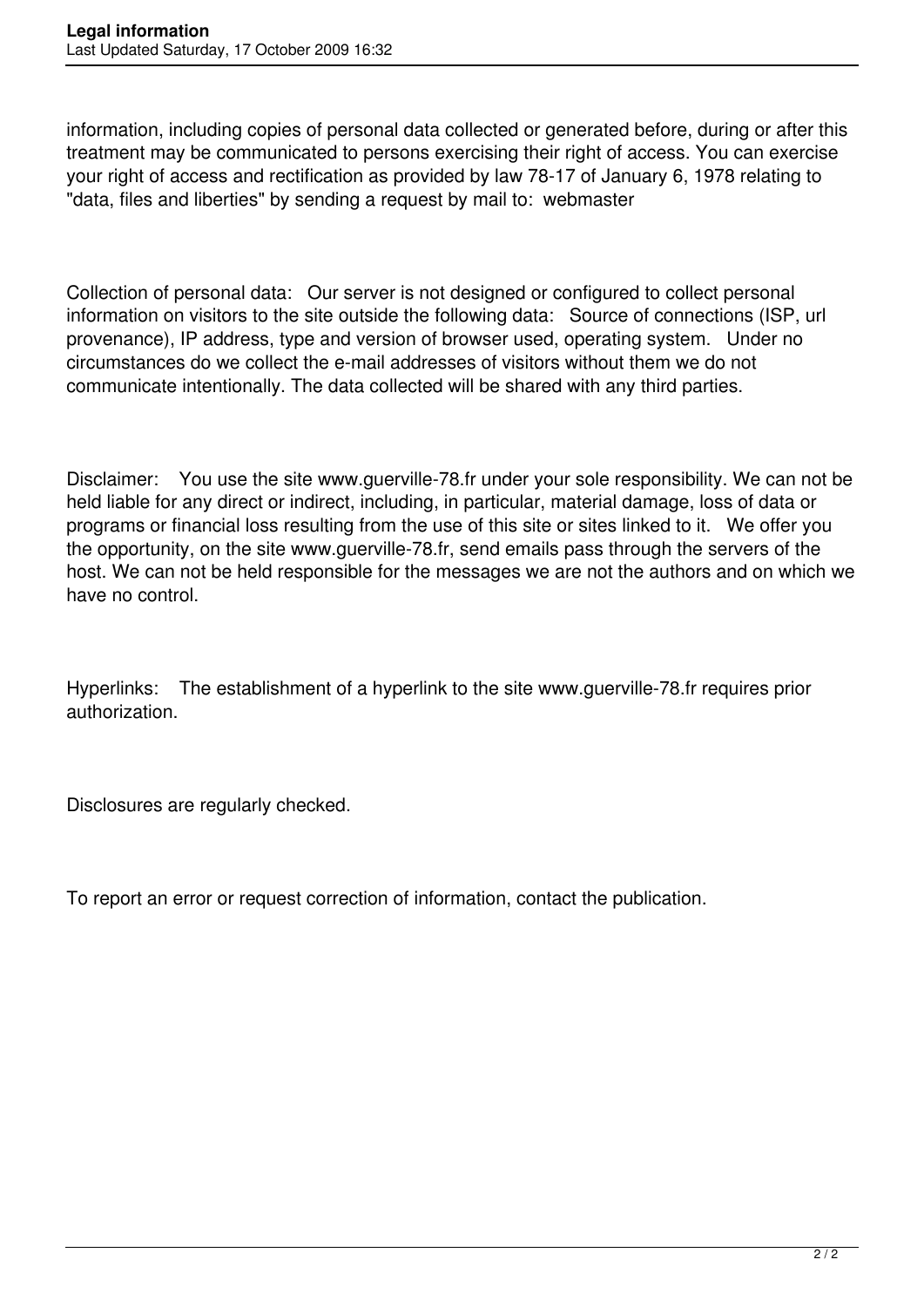information, including copies of personal data collected or generated before, during or after this treatment may be communicated to persons exercising their right of access. You can exercise your right of access and rectification as provided by law 78-17 of January 6, 1978 relating to "data, files and liberties" by sending a request by mail to: webmaster

Collection of personal data: Our server is not designed or configured to collect personal information on visitors to the site outside the following data: Source of connections (ISP, url provenance), IP address, type and version of browser used, operating system. Under no circumstances do we collect the e-mail addresses of visitors without them we do not communicate intentionally. The data collected will be shared with any third parties.

Disclaimer: You use the site www.guerville-78.fr under your sole responsibility. We can not be held liable for any direct or indirect, including, in particular, material damage, loss of data or programs or financial loss resulting from the use of this site or sites linked to it. We offer you the opportunity, on the site www.guerville-78.fr, send emails pass through the servers of the host. We can not be held responsible for the messages we are not the authors and on which we have no control.

Hyperlinks: The establishment of a hyperlink to the site www.guerville-78.fr requires prior authorization.

Disclosures are regularly checked.

To report an error or request correction of information, contact the publication.